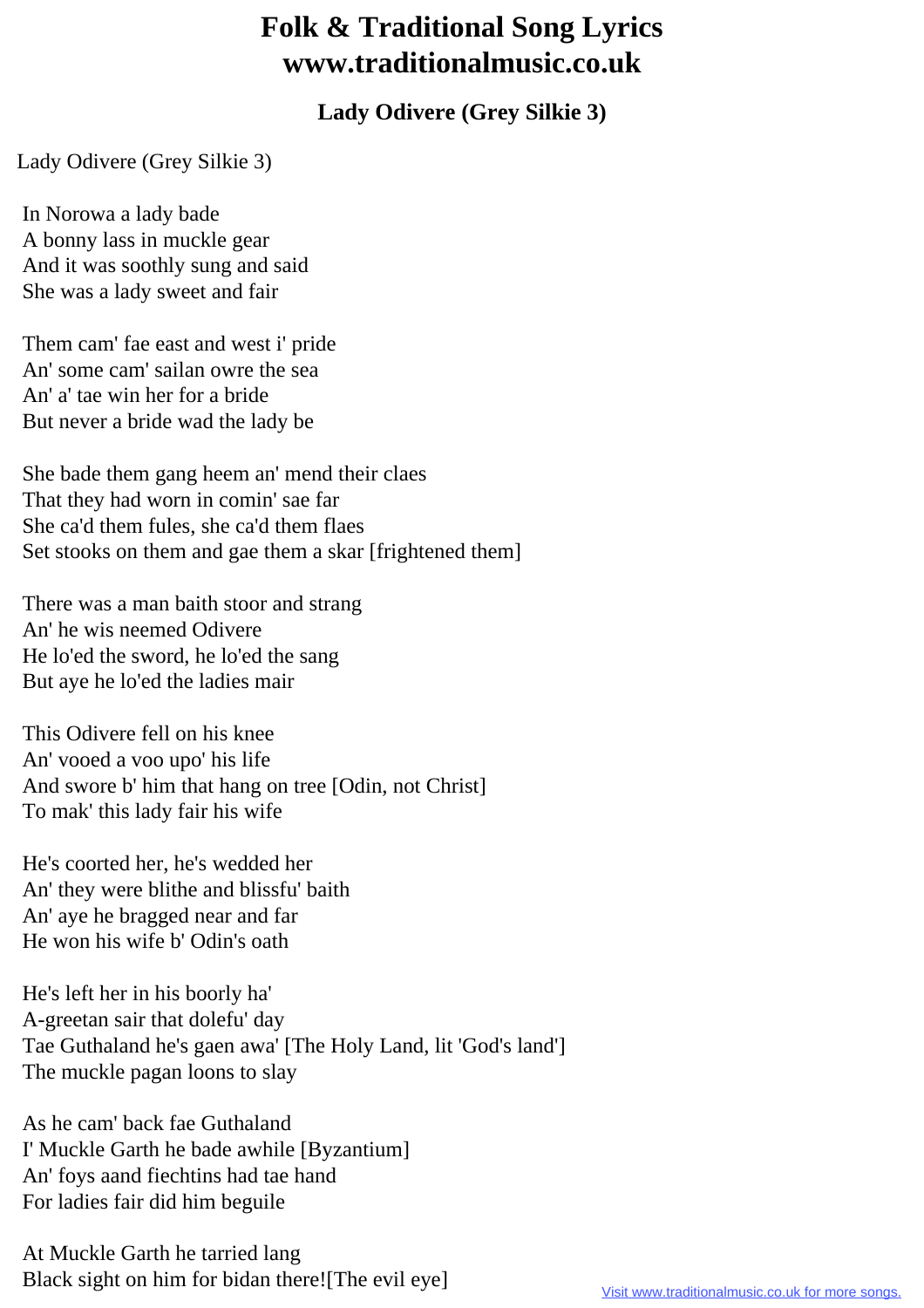# Folk & Traditional Song Lyrics
# www.traditionalmusic.co.uk

### Lady Odivere (Grey Silkie 3)

Lady Odivere (Grey Silkie 3)

In Norowa a lady bade
A bonny lass in muckle gear
And it was soothly sung and said
She was a lady sweet and fair

Them cam' fae east and west i' pride
An' some cam' sailan owre the sea
An' a' tae win her for a bride
But never a bride wad the lady be

She bade them gang heem an' mend their claes
That they had worn in comin' sae far
She ca'd them fules, she ca'd them flaes
Set stooks on them and gae them a skar [frightened them]

There was a man baith stoor and strang
An' he wis neemed Odivere
He lo'ed the sword, he lo'ed the sang
But aye he lo'ed the ladies mair

This Odivere fell on his knee
An' vooed a voo upo' his life
And swore b' him that hang on tree [Odin, not Christ]
To mak' this lady fair his wife

He's coorted her, he's wedded her
An' they were blithe and blissfu' baith
An' aye he bragged near and far
He won his wife b' Odin's oath

He's left her in his boorly ha'
A-greetan sair that dolefu' day
Tae Guthaland he's gaen awa' [The Holy Land, lit 'God's land']
The muckle pagan loons to slay

As he cam' back fae Guthaland
I' Muckle Garth he bade awhile [Byzantium]
An' foys aand fiechtins had tae hand
For ladies fair did him beguile

At Muckle Garth he tarried lang
Black sight on him for bidan there![The evil eye]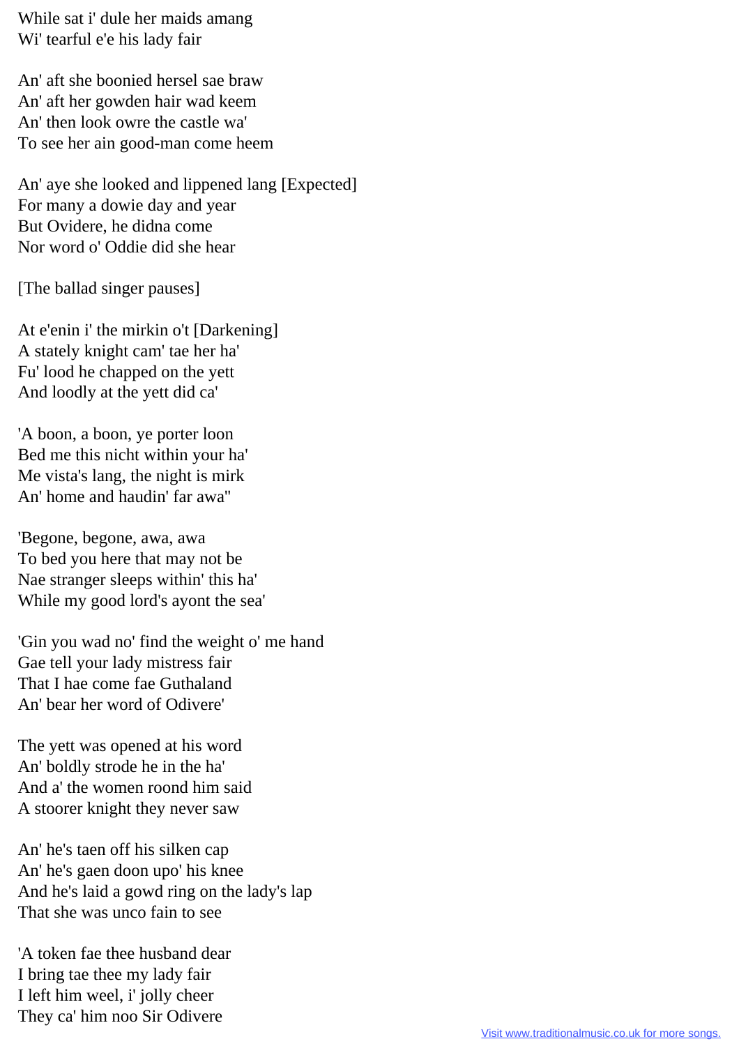While sat i' dule her maids amang
Wi' tearful e'e his lady fair

An' aft she boonied hersel sae braw
An' aft her gowden hair wad keem
An' then look owre the castle wa'
To see her ain good-man come heem

An' aye she looked and lippened lang [Expected]
For many a dowie day and year
But Ovidere, he didna come
Nor word o' Oddie did she hear

[The ballad singer pauses]

At e'enin i' the mirkin o't [Darkening]
A stately knight cam' tae her ha'
Fu' lood he chapped on the yett
And loodly at the yett did ca'

'A boon, a boon, ye porter loon
Bed me this nicht within your ha'
Me vista's lang, the night is mirk
An' home and haudin' far awa''

'Begone, begone, awa, awa
To bed you here that may not be
Nae stranger sleeps within' this ha'
While my good lord's ayont the sea'

'Gin you wad no' find the weight o' me hand
Gae tell your lady mistress fair
That I hae come fae Guthaland
An' bear her word of Odivere'

The yett was opened at his word
An' boldly strode he in the ha'
And a' the women roond him said
A stoorer knight they never saw

An' he's taen off his silken cap
An' he's gaen doon upo' his knee
And he's laid a gowd ring on the lady's lap
That she was unco fain to see

'A token fae thee husband dear
I bring tae thee my lady fair
I left him weel, i' jolly cheer
They ca' him noo Sir Odivere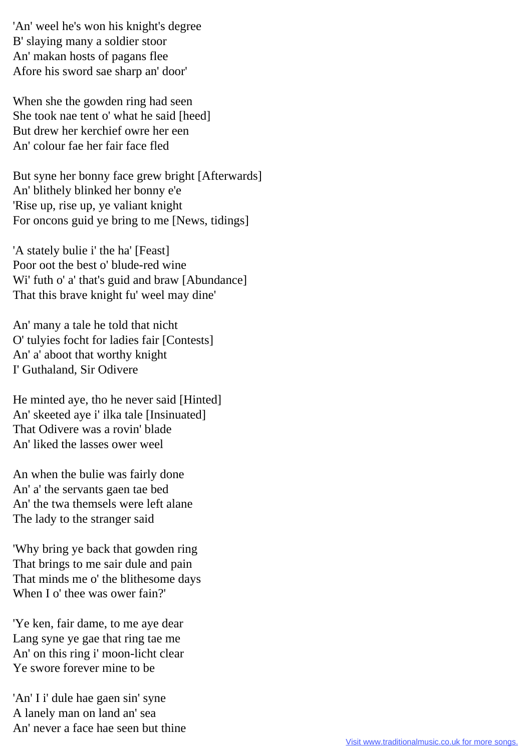'An' weel he's won his knight's degree
B' slaying many a soldier stoor
An' makan hosts of pagans flee
Afore his sword sae sharp an' door'

When she the gowden ring had seen
She took nae tent o' what he said [heed]
But drew her kerchief owre her een
An' colour fae her fair face fled

But syne her bonny face grew bright [Afterwards]
An' blithely blinked her bonny e'e
'Rise up, rise up, ye valiant knight
For oncons guid ye bring to me [News, tidings]

'A stately bulie i' the ha' [Feast]
Poor oot the best o' blude-red wine
Wi' futh o' a' that's guid and braw [Abundance]
That this brave knight fu' weel may dine'

An' many a tale he told that nicht
O' tulyies focht for ladies fair [Contests]
An' a' aboot that worthy knight
I' Guthaland, Sir Odivere

He minted aye, tho he never said [Hinted]
An' skeeted aye i' ilka tale [Insinuated]
That Odivere was a rovin' blade
An' liked the lasses ower weel

An when the bulie was fairly done
An' a' the servants gaen tae bed
An' the twa themsels were left alane
The lady to the stranger said

'Why bring ye back that gowden ring
That brings to me sair dule and pain
That minds me o' the blithesome days
When I o' thee was ower fain?'

'Ye ken, fair dame, to me aye dear
Lang syne ye gae that ring tae me
An' on this ring i' moon-licht clear
Ye swore forever mine to be

'An' I i' dule hae gaen sin' syne
A lanely man on land an' sea
An' never a face hae seen but thine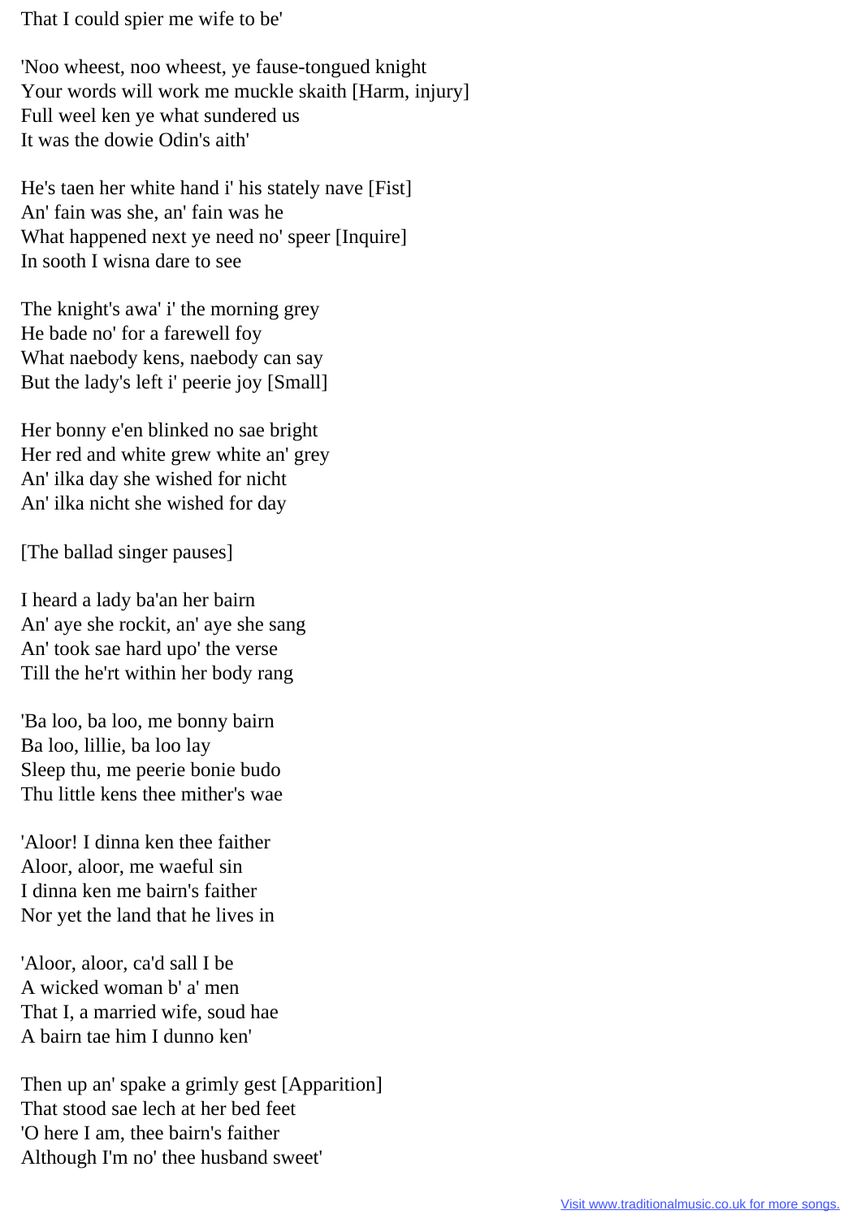That I could spier me wife to be'

'Noo wheest, noo wheest, ye fause-tongued knight
Your words will work me muckle skaith [Harm, injury]
Full weel ken ye what sundered us
It was the dowie Odin's aith'

He's taen her white hand i' his stately nave [Fist]
An' fain was she, an' fain was he
What happened next ye need no' speer [Inquire]
In sooth I wisna dare to see

The knight's awa' i' the morning grey
He bade no' for a farewell foy
What naebody kens, naebody can say
But the lady's left i' peerie joy [Small]

Her bonny e'en blinked no sae bright
Her red and white grew white an' grey
An' ilka day she wished for nicht
An' ilka nicht she wished for day

[The ballad singer pauses]

I heard a lady ba'an her bairn
An' aye she rockit, an' aye she sang
An' took sae hard upo' the verse
Till the he'rt within her body rang

'Ba loo, ba loo, me bonny bairn
Ba loo, lillie, ba loo lay
Sleep thu, me peerie bonie budo
Thu little kens thee mither's wae

'Aloor! I dinna ken thee faither
Aloor, aloor, me waeful sin
I dinna ken me bairn's faither
Nor yet the land that he lives in

'Aloor, aloor, ca'd sall I be
A wicked woman b' a' men
That I, a married wife, soud hae
A bairn tae him I dunno ken'

Then up an' spake a grimly gest [Apparition]
That stood sae lech at her bed feet
'O here I am, thee bairn's faither
Although I'm no' thee husband sweet'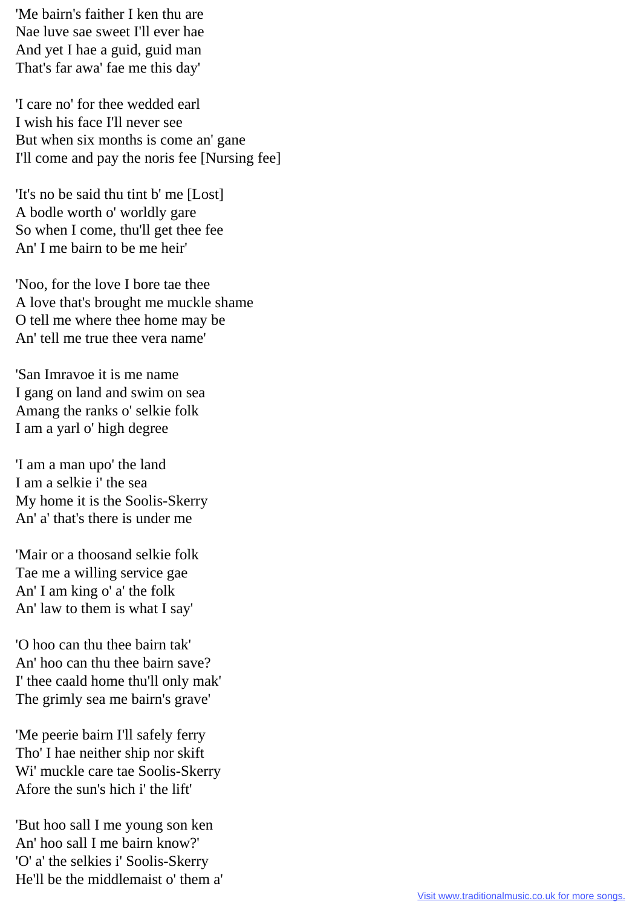'Me bairn's faither I ken thu are
Nae luve sae sweet I'll ever hae
And yet I hae a guid, guid man
That's far awa' fae me this day'

'I care no' for thee wedded earl
I wish his face I'll never see
But when six months is come an' gane
I'll come and pay the noris fee [Nursing fee]

'It's no be said thu tint b' me [Lost]
A bodle worth o' worldly gare
So when I come, thu'll get thee fee
An' I me bairn to be me heir'

'Noo, for the love I bore tae thee
A love that's brought me muckle shame
O tell me where thee home may be
An' tell me true thee vera name'

'San Imravoe it is me name
I gang on land and swim on sea
Amang the ranks o' selkie folk
I am a yarl o' high degree

'I am a man upo' the land
I am a selkie i' the sea
My home it is the Soolis-Skerry
An' a' that's there is under me

'Mair or a thoosand selkie folk
Tae me a willing service gae
An' I am king o' a' the folk
An' law to them is what I say'

'O hoo can thu thee bairn tak'
An' hoo can thu thee bairn save?
I' thee caald home thu'll only mak'
The grimly sea me bairn's grave'

'Me peerie bairn I'll safely ferry
Tho' I hae neither ship nor skift
Wi' muckle care tae Soolis-Skerry
Afore the sun's hich i' the lift'

'But hoo sall I me young son ken
An' hoo sall I me bairn know?'
'O' a' the selkies i' Soolis-Skerry
He'll be the middlemaist o' them a'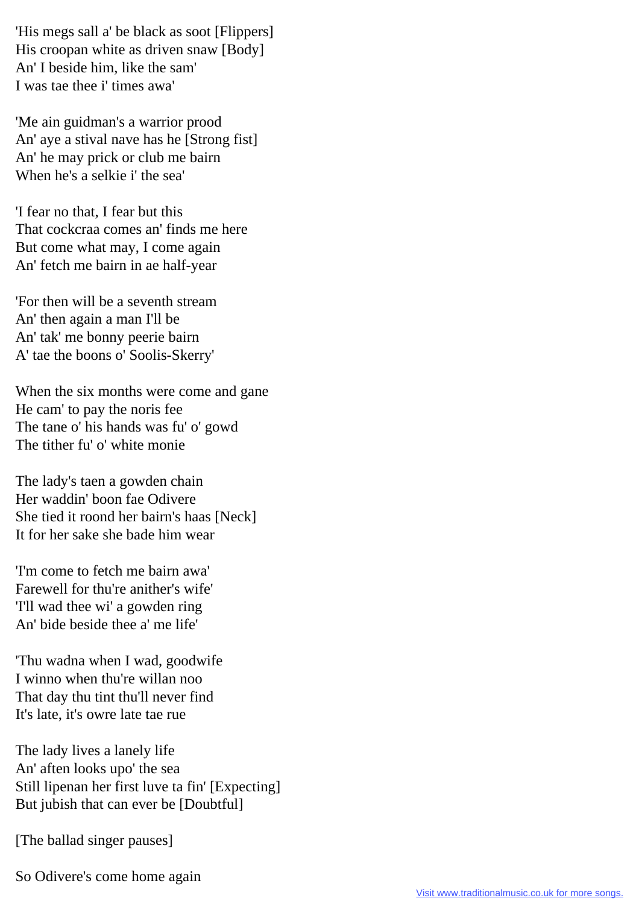'His megs sall a' be black as soot [Flippers]
His croopan white as driven snaw [Body]
An' I beside him, like the sam'
I was tae thee i' times awa'

'Me ain guidman's a warrior prood
An' aye a stival nave has he [Strong fist]
An' he may prick or club me bairn
When he's a selkie i' the sea'

'I fear no that, I fear but this
That cockcraa comes an' finds me here
But come what may, I come again
An' fetch me bairn in ae half-year

'For then will be a seventh stream
An' then again a man I'll be
An' tak' me bonny peerie bairn
A' tae the boons o' Soolis-Skerry'

When the six months were come and gane
He cam' to pay the noris fee
The tane o' his hands was fu' o' gowd
The tither fu' o' white monie

The lady's taen a gowden chain
Her waddin' boon fae Odivere
She tied it roond her bairn's haas [Neck]
It for her sake she bade him wear

'I'm come to fetch me bairn awa'
Farewell for thu're anither's wife'
'I'll wad thee wi' a gowden ring
An' bide beside thee a' me life'

'Thu wadna when I wad, goodwife
I winno when thu're willan noo
That day thu tint thu'll never find
It's late, it's owre late tae rue

The lady lives a lanely life
An' aften looks upo' the sea
Still lipenan her first luve ta fin' [Expecting]
But jubish that can ever be [Doubtful]

[The ballad singer pauses]

So Odivere's come home again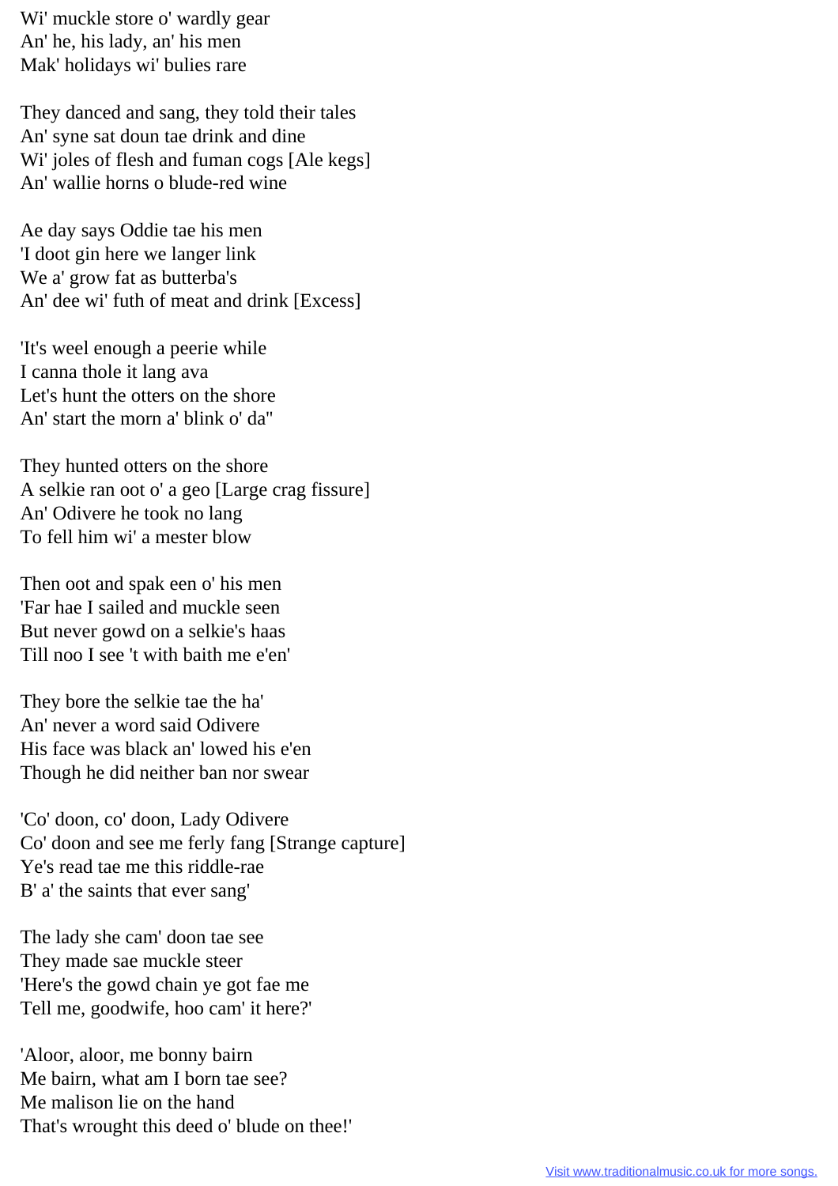Wi' muckle store o' wardly gear
An' he, his lady, an' his men
Mak' holidays wi' bulies rare

They danced and sang, they told their tales
An' syne sat doun tae drink and dine
Wi' joles of flesh and fuman cogs [Ale kegs]
An' wallie horns o blude-red wine

Ae day says Oddie tae his men
'I doot gin here we langer link
We a' grow fat as butterba's
An' dee wi' futh of meat and drink [Excess]

'It's weel enough a peerie while
I canna thole it lang ava
Let's hunt the otters on the shore
An' start the morn a' blink o' da''

They hunted otters on the shore
A selkie ran oot o' a geo [Large crag fissure]
An' Odivere he took no lang
To fell him wi' a mester blow

Then oot and spak een o' his men
'Far hae I sailed and muckle seen
But never gowd on a selkie's haas
Till noo I see 't with baith me e'en'

They bore the selkie tae the ha'
An' never a word said Odivere
His face was black an' lowed his e'en
Though he did neither ban nor swear

'Co' doon, co' doon, Lady Odivere
Co' doon and see me ferly fang [Strange capture]
Ye's read tae me this riddle-rae
B' a' the saints that ever sang'

The lady she cam' doon tae see
They made sae muckle steer
'Here's the gowd chain ye got fae me
Tell me, goodwife, hoo cam' it here?'

'Aloor, aloor, me bonny bairn
Me bairn, what am I born tae see?
Me malison lie on the hand
That's wrought this deed o' blude on thee!'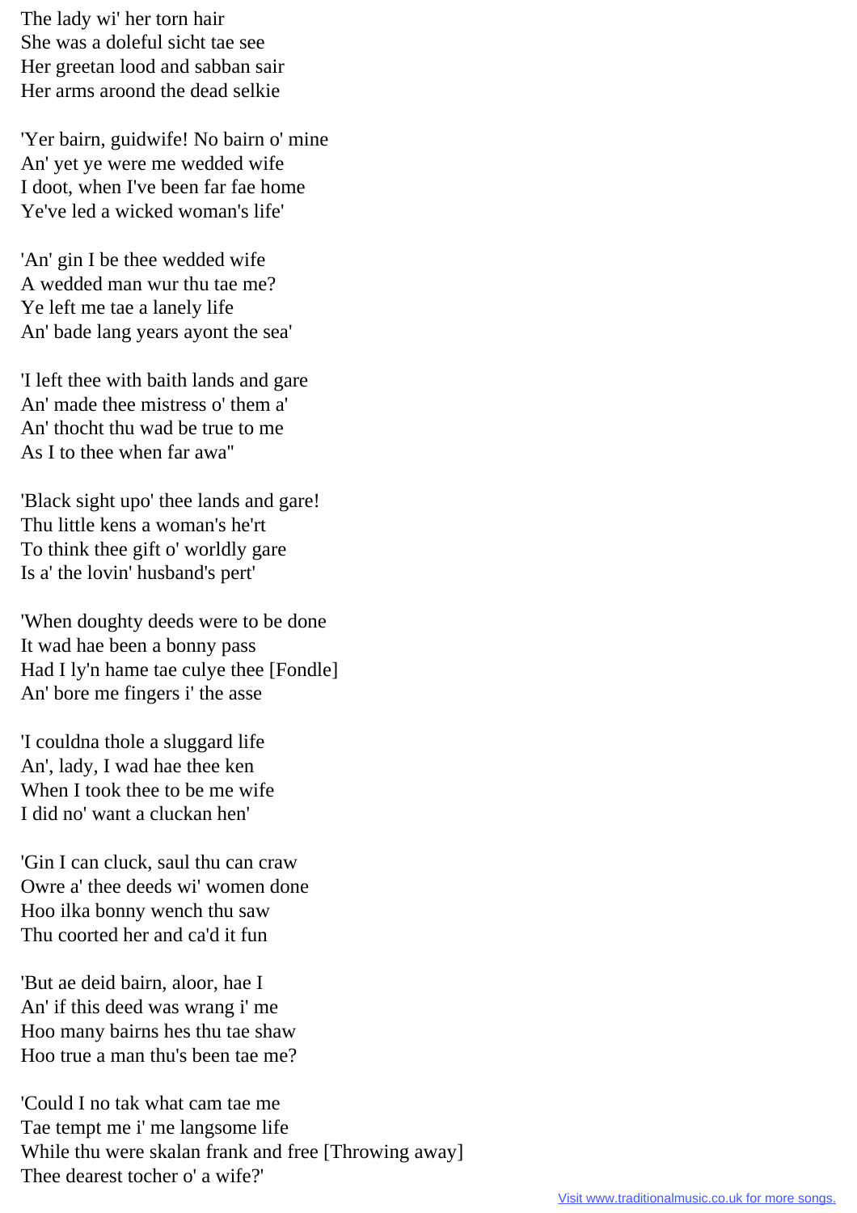The lady wi' her torn hair
She was a doleful sicht tae see
Her greetan lood and sabban sair
Her arms aroond the dead selkie

'Yer bairn, guidwife! No bairn o' mine
An' yet ye were me wedded wife
I doot, when I've been far fae home
Ye've led a wicked woman's life'

'An' gin I be thee wedded wife
A wedded man wur thu tae me?
Ye left me tae a lanely life
An' bade lang years ayont the sea'

'I left thee with baith lands and gare
An' made thee mistress o' them a'
An' thocht thu wad be true to me
As I to thee when far awa''

'Black sight upo' thee lands and gare!
Thu little kens a woman's he'rt
To think thee gift o' worldly gare
Is a' the lovin' husband's pert'

'When doughty deeds were to be done
It wad hae been a bonny pass
Had I ly'n hame tae culye thee [Fondle]
An' bore me fingers i' the asse

'I couldna thole a sluggard life
An', lady, I wad hae thee ken
When I took thee to be me wife
I did no' want a cluckan hen'

'Gin I can cluck, saul thu can craw
Owre a' thee deeds wi' women done
Hoo ilka bonny wench thu saw
Thu coorted her and ca'd it fun

'But ae deid bairn, aloor, hae I
An' if this deed was wrang i' me
Hoo many bairns hes thu tae shaw
Hoo true a man thu's been tae me?

'Could I no tak what cam tae me
Tae tempt me i' me langsome life
While thu were skalan frank and free [Throwing away]
Thee dearest tocher o' a wife?'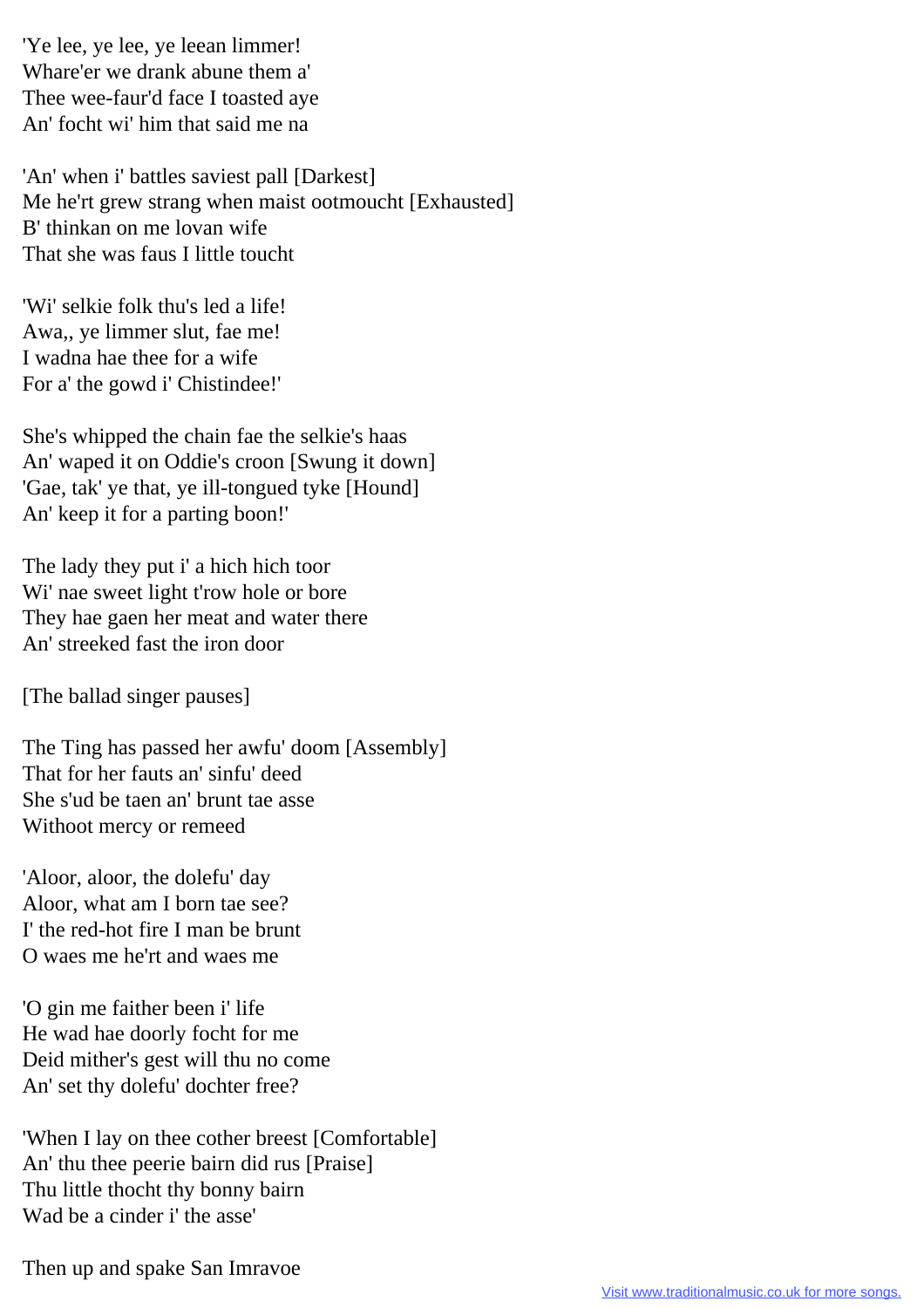'Ye lee, ye lee, ye leean limmer!
Whare'er we drank abune them a'
Thee wee-faur'd face I toasted aye
An' focht wi' him that said me na

'An' when i' battles saviest pall [Darkest]
Me he'rt grew strang when maist ootmoucht [Exhausted]
B' thinkan on me lovan wife
That she was faus I little toucht

'Wi' selkie folk thu's led a life!
Awa,, ye limmer slut, fae me!
I wadna hae thee for a wife
For a' the gowd i' Chistindee!'

She's whipped the chain fae the selkie's haas
An' waped it on Oddie's croon [Swung it down]
'Gae, tak' ye that, ye ill-tongued tyke [Hound]
An' keep it for a parting boon!'

The lady they put i' a hich hich toor
Wi' nae sweet light t'row hole or bore
They hae gaen her meat and water there
An' streeked fast the iron door

[The ballad singer pauses]

The Ting has passed her awfu' doom [Assembly]
That for her fauts an' sinfu' deed
She s'ud be taen an' brunt tae asse
Withoot mercy or remeed

'Aloor, aloor, the dolefu' day
Aloor, what am I born tae see?
I' the red-hot fire I man be brunt
O waes me he'rt and waes me

'O gin me faither been i' life
He wad hae doorly focht for me
Deid mither's gest will thu no come
An' set thy dolefu' dochter free?

'When I lay on thee cother breest [Comfortable]
An' thu thee peerie bairn did rus [Praise]
Thu little thocht thy bonny bairn
Wad be a cinder i' the asse'

Then up and spake San Imravoe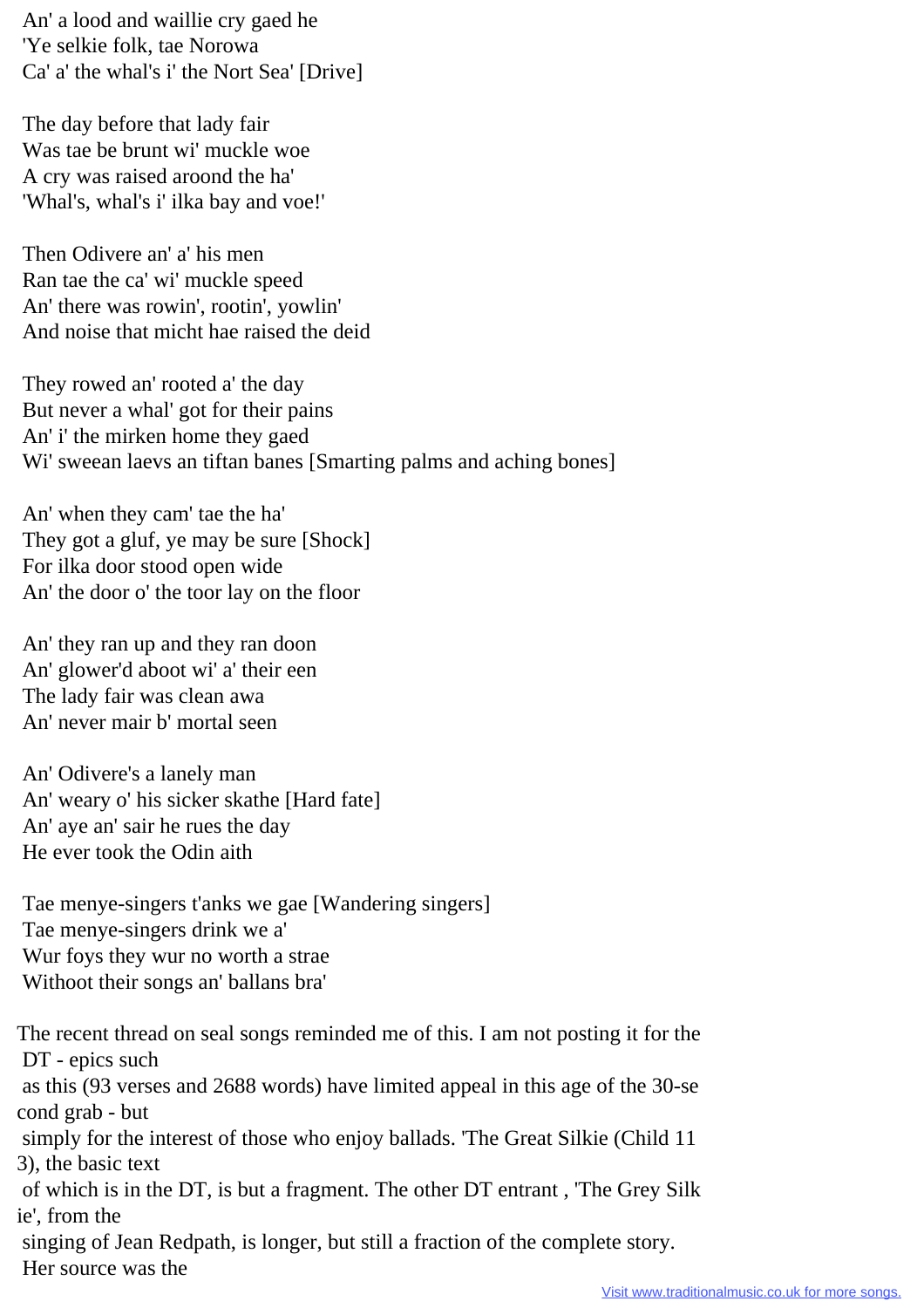An' a lood and waillie cry gaed he
'Ye selkie folk, tae Norowa
Ca' a' the whal's i' the Nort Sea' [Drive]

The day before that lady fair
Was tae be brunt wi' muckle woe
A cry was raised aroond the ha'
'Whal's, whal's i' ilka bay and voe!'

Then Odivere an' a' his men
Ran tae the ca' wi' muckle speed
An' there was rowin', rootin', yowlin'
And noise that micht hae raised the deid

They rowed an' rooted a' the day
But never a whal' got for their pains
An' i' the mirken home they gaed
Wi' sweean laevs an tiftan banes [Smarting palms and aching bones]

An' when they cam' tae the ha'
They got a gluf, ye may be sure [Shock]
For ilka door stood open wide
An' the door o' the toor lay on the floor

An' they ran up and they ran doon
An' glower'd aboot wi' a' their een
The lady fair was clean awa
An' never mair b' mortal seen

An' Odivere's a lanely man
An' weary o' his sicker skathe [Hard fate]
An' aye an' sair he rues the day
He ever took the Odin aith

Tae menye-singers t'anks we gae [Wandering singers]
Tae menye-singers drink we a'
Wur foys they wur no worth a strae
Withoot their songs an' ballans bra'

The recent thread on seal songs reminded me of this. I am not posting it for the DT - epics such as this (93 verses and 2688 words) have limited appeal in this age of the 30-second grab - but simply for the interest of those who enjoy ballads. 'The Great Silkie (Child 113), the basic text of which is in the DT, is but a fragment. The other DT entrant , 'The Grey Silkie', from the singing of Jean Redpath, is longer, but still a fraction of the complete story. Her source was the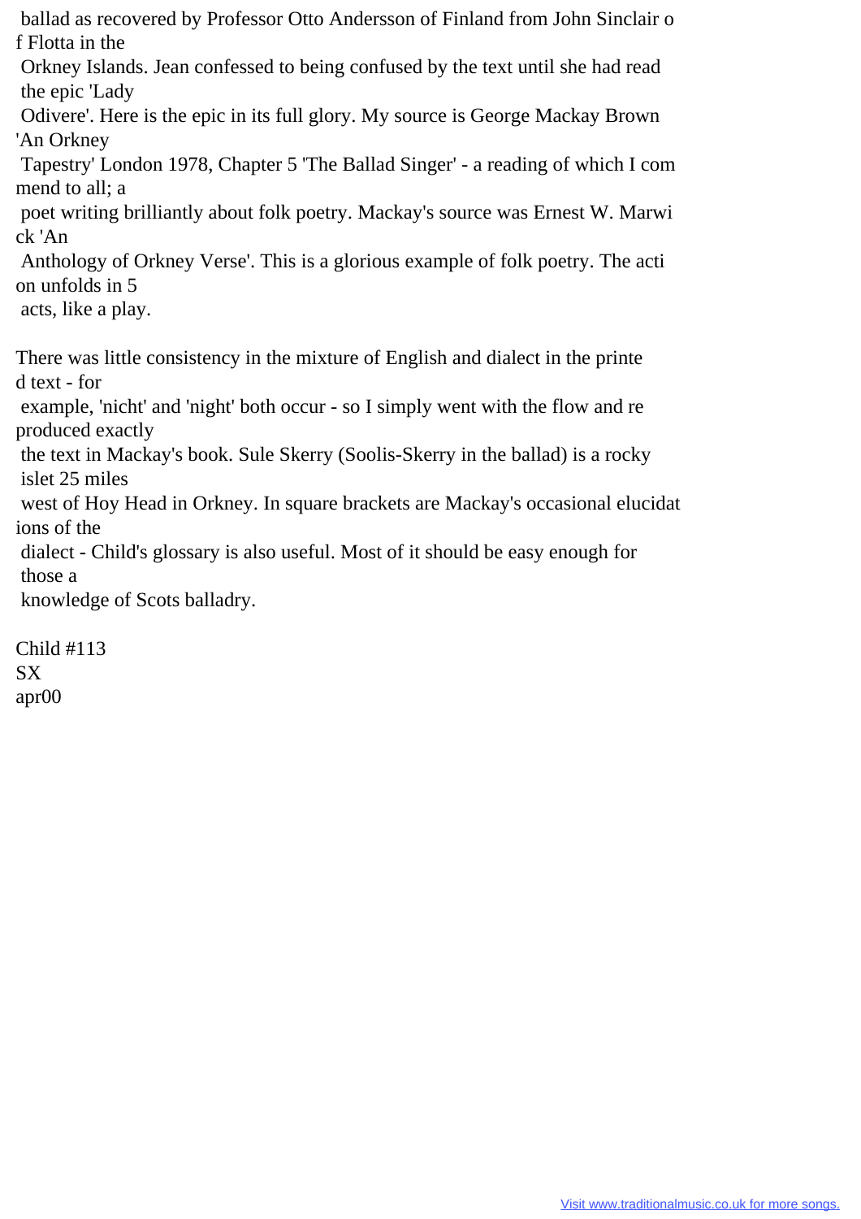ballad as recovered by Professor Otto Andersson of Finland from John Sinclair of Flotta in the Orkney Islands. Jean confessed to being confused by the text until she had read the epic 'Lady Odivere'. Here is the epic in its full glory. My source is George Mackay Brown 'An Orkney Tapestry' London 1978, Chapter 5 'The Ballad Singer' - a reading of which I commend to all; a poet writing brilliantly about folk poetry. Mackay's source was Ernest W. Marwick 'An Anthology of Orkney Verse'. This is a glorious example of folk poetry. The action unfolds in 5 acts, like a play.

There was little consistency in the mixture of English and dialect in the printed text - for example, 'nicht' and 'night' both occur - so I simply went with the flow and reproduced exactly the text in Mackay's book. Sule Skerry (Soolis-Skerry in the ballad) is a rocky islet 25 miles west of Hoy Head in Orkney. In square brackets are Mackay's occasional elucidations of the dialect - Child's glossary is also useful. Most of it should be easy enough for those a knowledge of Scots balladry.

Child #113
SX
apr00